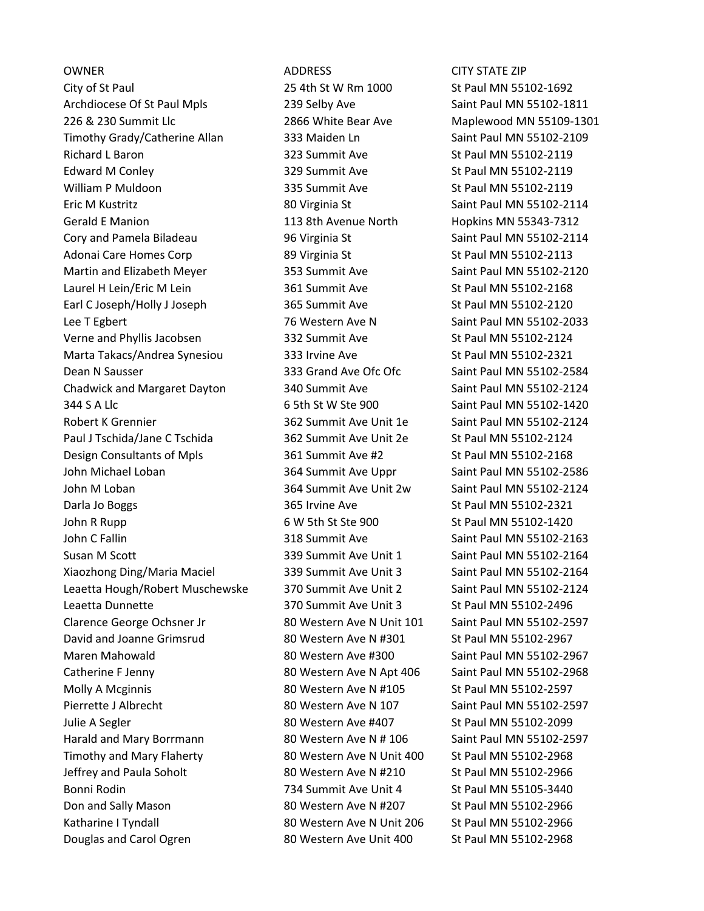| OWNER | ADDRESS | CITY STATE ZIP |
| --- | --- | --- |
| City of St Paul | 25 4th St W Rm 1000 | St Paul MN 55102-1692 |
| Archdiocese Of St Paul Mpls | 239 Selby Ave | Saint Paul MN 55102-1811 |
| 226 & 230 Summit Llc | 2866 White Bear Ave | Maplewood MN 55109-1301 |
| Timothy Grady/Catherine Allan | 333 Maiden Ln | Saint Paul MN 55102-2109 |
| Richard L Baron | 323 Summit Ave | St Paul MN 55102-2119 |
| Edward M Conley | 329 Summit Ave | St Paul MN 55102-2119 |
| William P Muldoon | 335 Summit Ave | St Paul MN 55102-2119 |
| Eric M Kustritz | 80 Virginia St | Saint Paul MN 55102-2114 |
| Gerald E Manion | 113 8th Avenue North | Hopkins MN 55343-7312 |
| Cory and Pamela Biladeau | 96 Virginia St | Saint Paul MN 55102-2114 |
| Adonai Care Homes Corp | 89 Virginia St | St Paul MN 55102-2113 |
| Martin and Elizabeth Meyer | 353 Summit Ave | Saint Paul MN 55102-2120 |
| Laurel H Lein/Eric M Lein | 361 Summit Ave | St Paul MN 55102-2168 |
| Earl C Joseph/Holly J Joseph | 365 Summit Ave | St Paul MN 55102-2120 |
| Lee T Egbert | 76 Western Ave N | Saint Paul MN 55102-2033 |
| Verne and Phyllis Jacobsen | 332 Summit Ave | St Paul MN 55102-2124 |
| Marta Takacs/Andrea Synesiou | 333 Irvine Ave | St Paul MN 55102-2321 |
| Dean N Sausser | 333 Grand Ave Ofc Ofc | Saint Paul MN 55102-2584 |
| Chadwick and Margaret Dayton | 340 Summit Ave | Saint Paul MN 55102-2124 |
| 344 S A Llc | 6 5th St W Ste 900 | Saint Paul MN 55102-1420 |
| Robert K Grennier | 362 Summit Ave Unit 1e | Saint Paul MN 55102-2124 |
| Paul J Tschida/Jane C Tschida | 362 Summit Ave Unit 2e | St Paul MN 55102-2124 |
| Design Consultants of Mpls | 361 Summit Ave #2 | St Paul MN 55102-2168 |
| John Michael Loban | 364 Summit Ave Uppr | Saint Paul MN 55102-2586 |
| John M Loban | 364 Summit Ave Unit 2w | Saint Paul MN 55102-2124 |
| Darla Jo Boggs | 365 Irvine Ave | St Paul MN 55102-2321 |
| John R Rupp | 6 W 5th St Ste 900 | St Paul MN 55102-1420 |
| John C Fallin | 318 Summit Ave | Saint Paul MN 55102-2163 |
| Susan M Scott | 339 Summit Ave Unit 1 | Saint Paul MN 55102-2164 |
| Xiaozhong Ding/Maria Maciel | 339 Summit Ave Unit 3 | Saint Paul MN 55102-2164 |
| Leaetta Hough/Robert Muschewske | 370 Summit Ave Unit 2 | Saint Paul MN 55102-2124 |
| Leaetta Dunnette | 370 Summit Ave Unit 3 | St Paul MN 55102-2496 |
| Clarence George Ochsner Jr | 80 Western Ave N Unit 101 | Saint Paul MN 55102-2597 |
| David and Joanne Grimsrud | 80 Western Ave N #301 | St Paul MN 55102-2967 |
| Maren Mahowald | 80 Western Ave #300 | Saint Paul MN 55102-2967 |
| Catherine F Jenny | 80 Western Ave N Apt 406 | Saint Paul MN 55102-2968 |
| Molly A Mcginnis | 80 Western Ave N #105 | St Paul MN 55102-2597 |
| Pierrette J Albrecht | 80 Western Ave N 107 | Saint Paul MN 55102-2597 |
| Julie A Segler | 80 Western Ave #407 | St Paul MN 55102-2099 |
| Harald and Mary Borrmann | 80 Western Ave N # 106 | Saint Paul MN 55102-2597 |
| Timothy and Mary Flaherty | 80 Western Ave N Unit 400 | St Paul MN 55102-2968 |
| Jeffrey and Paula Soholt | 80 Western Ave N #210 | St Paul MN 55102-2966 |
| Bonni Rodin | 734 Summit Ave Unit 4 | St Paul MN 55105-3440 |
| Don and Sally Mason | 80 Western Ave N #207 | St Paul MN 55102-2966 |
| Katharine I Tyndall | 80 Western Ave N Unit 206 | St Paul MN 55102-2966 |
| Douglas and Carol Ogren | 80 Western Ave Unit 400 | St Paul MN 55102-2968 |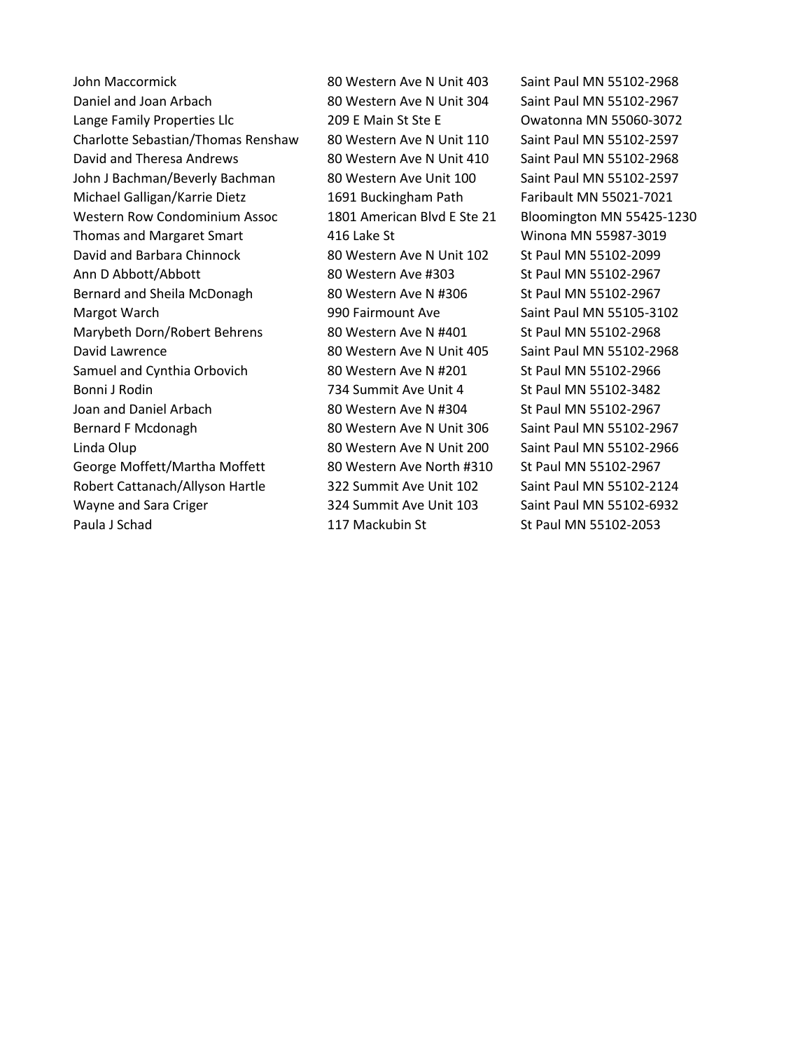| | | |
|---|---|---|
| John Maccormick | 80 Western Ave N Unit 403 | Saint Paul MN 55102-2968 |
| Daniel and Joan Arbach | 80 Western Ave N Unit 304 | Saint Paul MN 55102-2967 |
| Lange Family Properties Llc | 209 E Main St Ste E | Owatonna MN 55060-3072 |
| Charlotte Sebastian/Thomas Renshaw | 80 Western Ave N Unit 110 | Saint Paul MN 55102-2597 |
| David and Theresa Andrews | 80 Western Ave N Unit 410 | Saint Paul MN 55102-2968 |
| John J Bachman/Beverly Bachman | 80 Western Ave Unit 100 | Saint Paul MN 55102-2597 |
| Michael Galligan/Karrie Dietz | 1691 Buckingham Path | Faribault MN 55021-7021 |
| Western Row Condominium Assoc | 1801 American Blvd E Ste 21 | Bloomington MN 55425-1230 |
| Thomas and Margaret Smart | 416 Lake St | Winona MN 55987-3019 |
| David and Barbara Chinnock | 80 Western Ave N Unit 102 | St Paul MN 55102-2099 |
| Ann D Abbott/Abbott | 80 Western Ave #303 | St Paul MN 55102-2967 |
| Bernard and Sheila McDonagh | 80 Western Ave N #306 | St Paul MN 55102-2967 |
| Margot Warch | 990 Fairmount Ave | Saint Paul MN 55105-3102 |
| Marybeth Dorn/Robert Behrens | 80 Western Ave N #401 | St Paul MN 55102-2968 |
| David Lawrence | 80 Western Ave N Unit 405 | Saint Paul MN 55102-2968 |
| Samuel and Cynthia Orbovich | 80 Western Ave N #201 | St Paul MN 55102-2966 |
| Bonni J Rodin | 734 Summit Ave Unit 4 | St Paul MN 55102-3482 |
| Joan and Daniel Arbach | 80 Western Ave N #304 | St Paul MN 55102-2967 |
| Bernard F Mcdonagh | 80 Western Ave N Unit 306 | Saint Paul MN 55102-2967 |
| Linda Olup | 80 Western Ave N Unit 200 | Saint Paul MN 55102-2966 |
| George Moffett/Martha Moffett | 80 Western Ave North #310 | St Paul MN 55102-2967 |
| Robert Cattanach/Allyson Hartle | 322 Summit Ave Unit 102 | Saint Paul MN 55102-2124 |
| Wayne and Sara Criger | 324 Summit Ave Unit 103 | Saint Paul MN 55102-6932 |
| Paula J Schad | 117 Mackubin St | St Paul MN 55102-2053 |